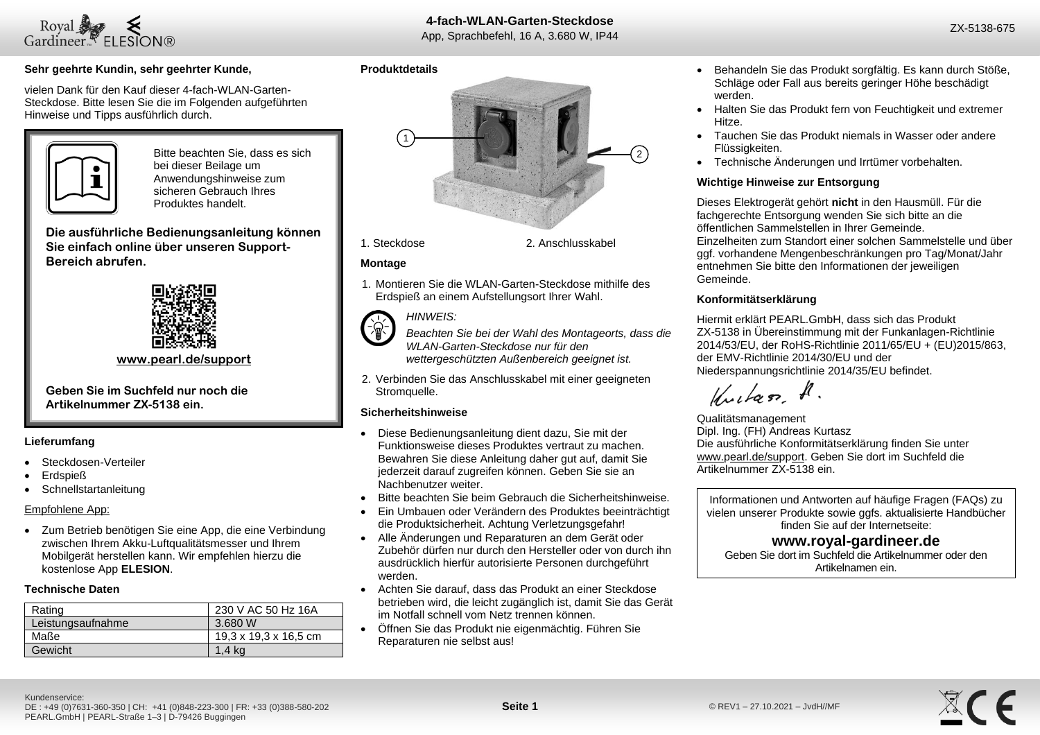# 4-fach-WLAN-Garten-Steckdose

App, Sprachbefehl, 16 A, 3.680 W, IP44

ZX-5138-675

**Sehr geehrte Kundin, sehr geehrter Kunde,**

vielen Dank für den Kauf dieser 4-fach-WLAN-Garten-Steckdose. Bitte lesen Sie die im Folgenden aufgeführten Hinweise und Tipps ausführlich durch.

Bitte beachten Sie, dass es sich bei dieser Beilage um Anwendungshinweise zum sicheren Gebrauch Ihres Produktes handelt.

**Die ausführliche Bedienungsanleitung können Sie einfach online über unseren Support-Bereich abrufen.**

**www.pearl.de/support**

**Geben Sie im Suchfeld nur noch die Artikelnummer ZX-5138 ein.**

### Lieferumfang

- Steckdosen-Verteiler
- Erdspieß
- Schnellstartanleitung

Empfohlene App:

- Zum Betrieb benötigen Sie eine App, die eine Verbindung zwischen Ihrem Akku-Luftqualitätsmesser und Ihrem Mobilgerät herstellen kann. Wir empfehlen hierzu die kostenlose App **ELESION**.

### Technische Daten

| Rating | 230 V AC 50 Hz 16A |
|---|---|
| Leistungsaufnahme | 3.680 W |
| Maße | 19,3 x 19,3 x 16,5 cm |
| Gewicht | 1,4 kg |

### Produktdetails

1. Steckdose
2. Anschlusskabel

### Montage

1. Montieren Sie die WLAN-Garten-Steckdose mithilfe des Erdspieß an einem Aufstellungsort Ihrer Wahl.

*HINWEIS:*

*Beachten Sie bei der Wahl des Montageorts, dass die WLAN-Garten-Steckdose nur für den wettergeschützten Außenbereich geeignet ist.*

2. Verbinden Sie das Anschlusskabel mit einer geeigneten Stromquelle.

### Sicherheitshinweise

- Diese Bedienungsanleitung dient dazu, Sie mit der Funktionsweise dieses Produktes vertraut zu machen. Bewahren Sie diese Anleitung daher gut auf, damit Sie jederzeit darauf zugreifen können. Geben Sie sie an Nachbenutzer weiter.
- Bitte beachten Sie beim Gebrauch die Sicherheitshinweise.
- Ein Umbauen oder Verändern des Produktes beeinträchtigt die Produktsicherheit. Achtung Verletzungsgefahr!
- Alle Änderungen und Reparaturen an dem Gerät oder Zubehör dürfen nur durch den Hersteller oder von durch ihn ausdrücklich hierfür autorisierte Personen durchgeführt werden.
- Achten Sie darauf, dass das Produkt an einer Steckdose betrieben wird, die leicht zugänglich ist, damit Sie das Gerät im Notfall schnell vom Netz trennen können.
- Öffnen Sie das Produkt nie eigenmächtig. Führen Sie Reparaturen nie selbst aus!
- Behandeln Sie das Produkt sorgfältig. Es kann durch Stöße, Schläge oder Fall aus bereits geringer Höhe beschädigt werden.
- Halten Sie das Produkt fern von Feuchtigkeit und extremer Hitze.
- Tauchen Sie das Produkt niemals in Wasser oder andere Flüssigkeiten.
- Technische Änderungen und Irrtümer vorbehalten.

### Wichtige Hinweise zur Entsorgung

Dieses Elektrogerät gehört **nicht** in den Hausmüll. Für die fachgerechte Entsorgung wenden Sie sich bitte an die öffentlichen Sammelstellen in Ihrer Gemeinde.
Einzelheiten zum Standort einer solchen Sammelstelle und über ggf. vorhandene Mengenbeschränkungen pro Tag/Monat/Jahr entnehmen Sie bitte den Informationen der jeweiligen Gemeinde.

### Konformitätserklärung

Hiermit erklärt PEARL.GmbH, dass sich das Produkt ZX-5138 in Übereinstimmung mit der Funkanlagen-Richtlinie 2014/53/EU, der RoHS-Richtlinie 2011/65/EU + (EU)2015/863, der EMV-Richtlinie 2014/30/EU und der Niederspannungsrichtlinie 2014/35/EU befindet.

Qualitätsmanagement
Dipl. Ing. (FH) Andreas Kurtasz
Die ausführliche Konformitätserklärung finden Sie unter www.pearl.de/support. Geben Sie dort im Suchfeld die Artikelnummer ZX-5138 ein.

Informationen und Antworten auf häufige Fragen (FAQs) zu vielen unserer Produkte sowie ggfs. aktualisierte Handbücher finden Sie auf der Internetseite:

**www.royal-gardineer.de**

Geben Sie dort im Suchfeld die Artikelnummer oder den Artikelnamen ein.

Kundenservice:
DE : +49 (0)7631-360-350 | CH: +41 (0)848-223-300 | FR: +33 (0)388-580-202
PEARL.GmbH | PEARL-Straße 1–3 | D-79426 Buggingen

© REV1 – 27.10.2021 – JvdH//MF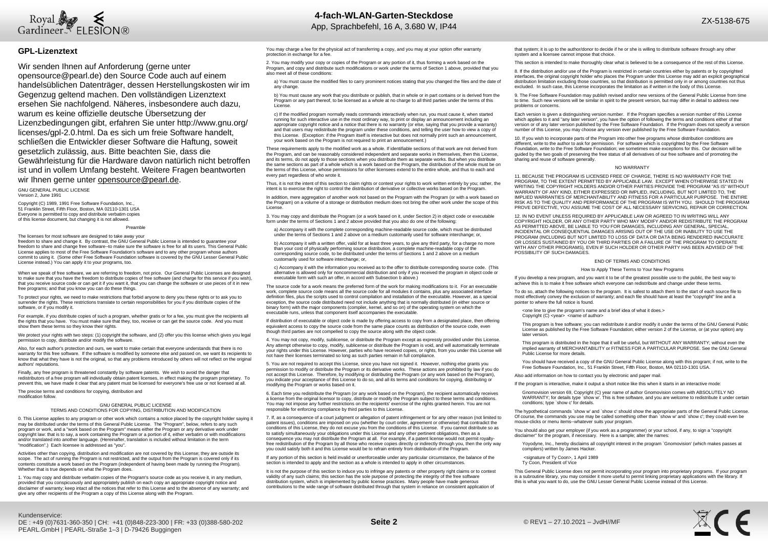## GPL-Lizenztext

Wir senden Ihnen auf Anforderung (gerne unter opensource@pearl.de) den Source Code auch auf einem handelsüblichen Datenträger, dessen Herstellungskosten wir im Gegenzug geltend machen. Den vollständigen Lizenztext ersehen Sie nachfolgend. Näheres, insbesondere auch dazu, warum es keine offizielle deutsche Übersetzung der Lizenzbedingungen gibt, erfahren Sie unter http://www.gnu.org/licenses/gpl-2.0.html. Da es sich um freie Software handelt, schließen die Entwickler dieser Software die Haftung, soweit gesetzlich zulässig, aus. Bitte beachten Sie, dass die Gewährleistung für die Hardware davon natürlich nicht betroffen ist und in vollem Umfang besteht. Weitere Fragen beantworten wir Ihnen gerne unter opensource@pearl.de.

GNU GENERAL PUBLIC LICENSE
Version 2, June 1991

Copyright (C) 1989, 1991 Free Software Foundation, Inc.,
51 Franklin Street, Fifth Floor, Boston, MA 02110-1301 USA
Everyone is permitted to copy and distribute verbatim copies
of this license document, but changing it is not allowed.

Preamble

The licenses for most software are designed to take away your freedom to share and change it. By contrast, the GNU General Public License is intended to guarantee your freedom to share and change free software--to make sure the software is free for all its users. This General Public License applies to most of the Free Software Foundation's software and to any other program whose authors commit to using it. (Some other Free Software Foundation software is covered by the GNU Lesser General Public License instead.) You can apply it to your programs, too.

When we speak of free software, we are referring to freedom, not price. Our General Public Licenses are designed to make sure that you have the freedom to distribute copies of free software (and charge for this service if you wish), that you receive source code or can get it if you want it, that you can change the software or use pieces of it in new free programs; and that you know you can do these things.

To protect your rights, we need to make restrictions that forbid anyone to deny you these rights or to ask you to surrender the rights. These restrictions translate to certain responsibilities for you if you distribute copies of the software, or if you modify it.

For example, if you distribute copies of such a program, whether gratis or for a fee, you must give the recipients all the rights that you have. You must make sure that they, too, receive or can get the source code. And you must show them these terms so they know their rights.

We protect your rights with two steps: (1) copyright the software, and (2) offer you this license which gives you legal permission to copy, distribute and/or modify the software.

Also, for each author's protection and ours, we want to make certain that everyone understands that there is no warranty for this free software. If the software is modified by someone else and passed on, we want its recipients to know that what they have is not the original, so that any problems introduced by others will not reflect on the original authors' reputations.

Finally, any free program is threatened constantly by software patents. We wish to avoid the danger that redistributors of a free program will individually obtain patent licenses, in effect making the program proprietary. To prevent this, we have made it clear that any patent must be licensed for everyone's free use or not licensed at all.

The precise terms and conditions for copying, distribution and modification follow.

GNU GENERAL PUBLIC LICENSE
TERMS AND CONDITIONS FOR COPYING, DISTRIBUTION AND MODIFICATION

0. This License applies to any program or other work which contains a notice placed by the copyright holder saying it may be distributed under the terms of this General Public License. The "Program", below, refers to any such program or work, and a "work based on the Program" means either the Program or any derivative work under copyright law: that is to say, a work containing the Program or a portion of it, either verbatim or with modifications and/or translated into another language. (Hereinafter, translation is included without limitation in the term "modification".) Each licensee is addressed as "you".

Activities other than copying, distribution and modification are not covered by this License; they are outside its scope. The act of running the Program is not restricted, and the output from the Program is covered only if its contents constitute a work based on the Program (independent of having been made by running the Program). Whether that is true depends on what the Program does.

1. You may copy and distribute verbatim copies of the Program's source code as you receive it, in any medium, provided that you conspicuously and appropriately publish on each copy an appropriate copyright notice and disclaimer of warranty; keep intact all the notices that refer to this License and to the absence of any warranty; and give any other recipients of the Program a copy of this License along with the Program.

You may charge a fee for the physical act of transferring a copy, and you may at your option offer warranty protection in exchange for a fee.

2. You may modify your copy or copies of the Program or any portion of it, thus forming a work based on the Program, and copy and distribute such modifications or work under the terms of Section 1 above, provided that you also meet all of these conditions:

a) You must cause the modified files to carry prominent notices stating that you changed the files and the date of any change.

b) You must cause any work that you distribute or publish, that in whole or in part contains or is derived from the Program or any part thereof, to be licensed as a whole at no charge to all third parties under the terms of this License.

c) If the modified program normally reads commands interactively when run, you must cause it, when started running for such interactive use in the most ordinary way, to print or display an announcement including an appropriate copyright notice and a notice that there is no warranty (or else, saying that you provide a warranty) and that users may redistribute the program under these conditions, and telling the user how to view a copy of this License. (Exception: if the Program itself is interactive but does not normally print such an announcement, your work based on the Program is not required to print an announcement.)

These requirements apply to the modified work as a whole. If identifiable sections of that work are not derived from the Program, and can be reasonably considered independent and separate works in themselves, then this License, and its terms, do not apply to those sections when you distribute them as separate works. But when you distribute the same sections as part of a whole which is a work based on the Program, the distribution of the whole must be on the terms of this License, whose permissions for other licensees extend to the entire whole, and thus to each and every part regardless of who wrote it.

Thus, it is not the intent of this section to claim rights or contest your rights to work written entirely by you; rather, the intent is to exercise the right to control the distribution of derivative or collective works based on the Program.

In addition, mere aggregation of another work not based on the Program with the Program (or with a work based on the Program) on a volume of a storage or distribution medium does not bring the other work under the scope of this License.

3. You may copy and distribute the Program (or a work based on it, under Section 2) in object code or executable form under the terms of Sections 1 and 2 above provided that you also do one of the following:

a) Accompany it with the complete corresponding machine-readable source code, which must be distributed under the terms of Sections 1 and 2 above on a medium customarily used for software interchange; or,

b) Accompany it with a written offer, valid for at least three years, to give any third party, for a charge no more than your cost of physically performing source distribution, a complete machine-readable copy of the corresponding source code, to be distributed under the terms of Sections 1 and 2 above on a medium customarily used for software interchange; or,

c) Accompany it with the information you received as to the offer to distribute corresponding source code. (This alternative is allowed only for noncommercial distribution and only if you received the program in object code or executable form with such an offer, in accord with Subsection b above.)

The source code for a work means the preferred form of the work for making modifications to it. For an executable work, complete source code means all the source code for all modules it contains, plus any associated interface definition files, plus the scripts used to control compilation and installation of the executable. However, as a special exception, the source code distributed need not include anything that is normally distributed (in either source or binary form) with the major components (compiler, kernel, and so on) of the operating system on which the executable runs, unless that component itself accompanies the executable.

If distribution of executable or object code is made by offering access to copy from a designated place, then offering equivalent access to copy the source code from the same place counts as distribution of the source code, even though third parties are not compelled to copy the source along with the object code.

4. You may not copy, modify, sublicense, or distribute the Program except as expressly provided under this License. Any attempt otherwise to copy, modify, sublicense or distribute the Program is void, and will automatically terminate your rights under this License. However, parties who have received copies, or rights, from you under this License will not have their licenses terminated so long as such parties remain in full compliance.

5. You are not required to accept this License, since you have not signed it. However, nothing else grants you permission to modify or distribute the Program or its derivative works. These actions are prohibited by law if you do not accept this License. Therefore, by modifying or distributing the Program (or any work based on the Program), you indicate your acceptance of this License to do so, and all its terms and conditions for copying, distributing or modifying the Program or works based on it.

6. Each time you redistribute the Program (or any work based on the Program), the recipient automatically receives a license from the original licensor to copy, distribute or modify the Program subject to these terms and conditions. You may not impose any further restrictions on the recipients' exercise of the rights granted herein. You are not responsible for enforcing compliance by third parties to this License.

7. If, as a consequence of a court judgment or allegation of patent infringement or for any other reason (not limited to patent issues), conditions are imposed on you (whether by court order, agreement or otherwise) that contradict the conditions of this License, they do not excuse you from the conditions of this License. If you cannot distribute so as to satisfy simultaneously your obligations under this License and any other pertinent obligations, then as a consequence you may not distribute the Program at all. For example, if a patent license would not permit royalty-free redistribution of the Program by all those who receive copies directly or indirectly through you, then the only way you could satisfy both it and this License would be to refrain entirely from distribution of the Program.

If any portion of this section is held invalid or unenforceable under any particular circumstance, the balance of the section is intended to apply and the section as a whole is intended to apply in other circumstances.

It is not the purpose of this section to induce you to infringe any patents or other property right claims or to contest validity of any such claims; this section has the sole purpose of protecting the integrity of the free software distribution system, which is implemented by public license practices. Many people have made generous contributions to the wide range of software distributed through that system in reliance on consistent application of that system; it is up to the author/donor to decide if he or she is willing to distribute software through any other system and a licensee cannot impose that choice.

This section is intended to make thoroughly clear what is believed to be a consequence of the rest of this License.

8. If the distribution and/or use of the Program is restricted in certain countries either by patents or by copyrighted interfaces, the original copyright holder who places the Program under this License may add an explicit geographical distribution limitation excluding those countries, so that distribution is permitted only in or among countries not thus excluded. In such case, this License incorporates the limitation as if written in the body of this License.

9. The Free Software Foundation may publish revised and/or new versions of the General Public License from time to time. Such new versions will be similar in spirit to the present version, but may differ in detail to address new problems or concerns.

Each version is given a distinguishing version number. If the Program specifies a version number of this License which applies to it and "any later version", you have the option of following the terms and conditions either of that version or of any later version published by the Free Software Foundation. If the Program does not specify a version number of this License, you may choose any version ever published by the Free Software Foundation.

10. If you wish to incorporate parts of the Program into other free programs whose distribution conditions are different, write to the author to ask for permission. For software which is copyrighted by the Free Software Foundation, write to the Free Software Foundation; we sometimes make exceptions for this. Our decision will be guided by the two goals of preserving the free status of all derivatives of our free software and of promoting the sharing and reuse of software generally.

NO WARRANTY

11. BECAUSE THE PROGRAM IS LICENSED FREE OF CHARGE, THERE IS NO WARRANTY FOR THE PROGRAM, TO THE EXTENT PERMITTED BY APPLICABLE LAW. EXCEPT WHEN OTHERWISE STATED IN WRITING THE COPYRIGHT HOLDERS AND/OR OTHER PARTIES PROVIDE THE PROGRAM "AS IS" WITHOUT WARRANTY OF ANY KIND, EITHER EXPRESSED OR IMPLIED, INCLUDING, BUT NOT LIMITED TO, THE IMPLIED WARRANTIES OF MERCHANTABILITY AND FITNESS FOR A PARTICULAR PURPOSE. THE ENTIRE RISK AS TO THE QUALITY AND PERFORMANCE OF THE PROGRAM IS WITH YOU. SHOULD THE PROGRAM PROVE DEFECTIVE, YOU ASSUME THE COST OF ALL NECESSARY SERVICING, REPAIR OR CORRECTION.

12. IN NO EVENT UNLESS REQUIRED BY APPLICABLE LAW OR AGREED TO IN WRITING WILL ANY COPYRIGHT HOLDER, OR ANY OTHER PARTY WHO MAY MODIFY AND/OR REDISTRIBUTE THE PROGRAM AS PERMITTED ABOVE, BE LIABLE TO YOU FOR DAMAGES, INCLUDING ANY GENERAL, SPECIAL, INCIDENTAL OR CONSEQUENTIAL DAMAGES ARISING OUT OF THE USE OR INABILITY TO USE THE PROGRAM (INCLUDING BUT NOT LIMITED TO LOSS OF DATA OR DATA BEING RENDERED INACCURATE OR LOSSES SUSTAINED BY YOU OR THIRD PARTIES OR A FAILURE OF THE PROGRAM TO OPERATE WITH ANY OTHER PROGRAMS), EVEN IF SUCH HOLDER OR OTHER PARTY HAS BEEN ADVISED OF THE POSSIBILITY OF SUCH DAMAGES.

END OF TERMS AND CONDITIONS

How to Apply These Terms to Your New Programs

If you develop a new program, and you want it to be of the greatest possible use to the public, the best way to achieve this is to make it free software which everyone can redistribute and change under these terms.

To do so, attach the following notices to the program. It is safest to attach them to the start of each source file to most effectively convey the exclusion of warranty; and each file should have at least the "copyright" line and a pointer to where the full notice is found.

<one line to give the program's name and a brief idea of what it does.>
Copyright (C) <year> <name of author>

This program is free software; you can redistribute it and/or modify it under the terms of the GNU General Public License as published by the Free Software Foundation; either version 2 of the License, or (at your option) any later version.

This program is distributed in the hope that it will be useful, but WITHOUT ANY WARRANTY; without even the implied warranty of MERCHANTABILITY or FITNESS FOR A PARTICULAR PURPOSE. See the GNU General Public License for more details.

You should have received a copy of the GNU General Public License along with this program; if not, write to the Free Software Foundation, Inc., 51 Franklin Street, Fifth Floor, Boston, MA 02110-1301 USA.

Also add information on how to contact you by electronic and paper mail.

If the program is interactive, make it output a short notice like this when it starts in an interactive mode:

Gnomovision version 69, Copyright (C) year name of author Gnomovision comes with ABSOLUTELY NO WARRANTY; for details type `show w'. This is free software, and you are welcome to redistribute it under certain conditions; type `show c' for details.

The hypothetical commands `show w' and `show c' should show the appropriate parts of the General Public License. Of course, the commands you use may be called something other than `show w' and `show c'; they could even be mouse-clicks or menu items--whatever suits your program.

You should also get your employer (if you work as a programmer) or your school, if any, to sign a "copyright disclaimer" for the program, if necessary. Here is a sample; alter the names:

Yoyodyne, Inc., hereby disclaims all copyright interest in the program `Gnomovision' (which makes passes at compilers) written by James Hacker.

<signature of Ty Coon>, 1 April 1989
Ty Coon, President of Vice

This General Public License does not permit incorporating your program into proprietary programs. If your program is a subroutine library, you may consider it more useful to permit linking proprietary applications with the library. If this is what you want to do, use the GNU Lesser General Public License instead of this License.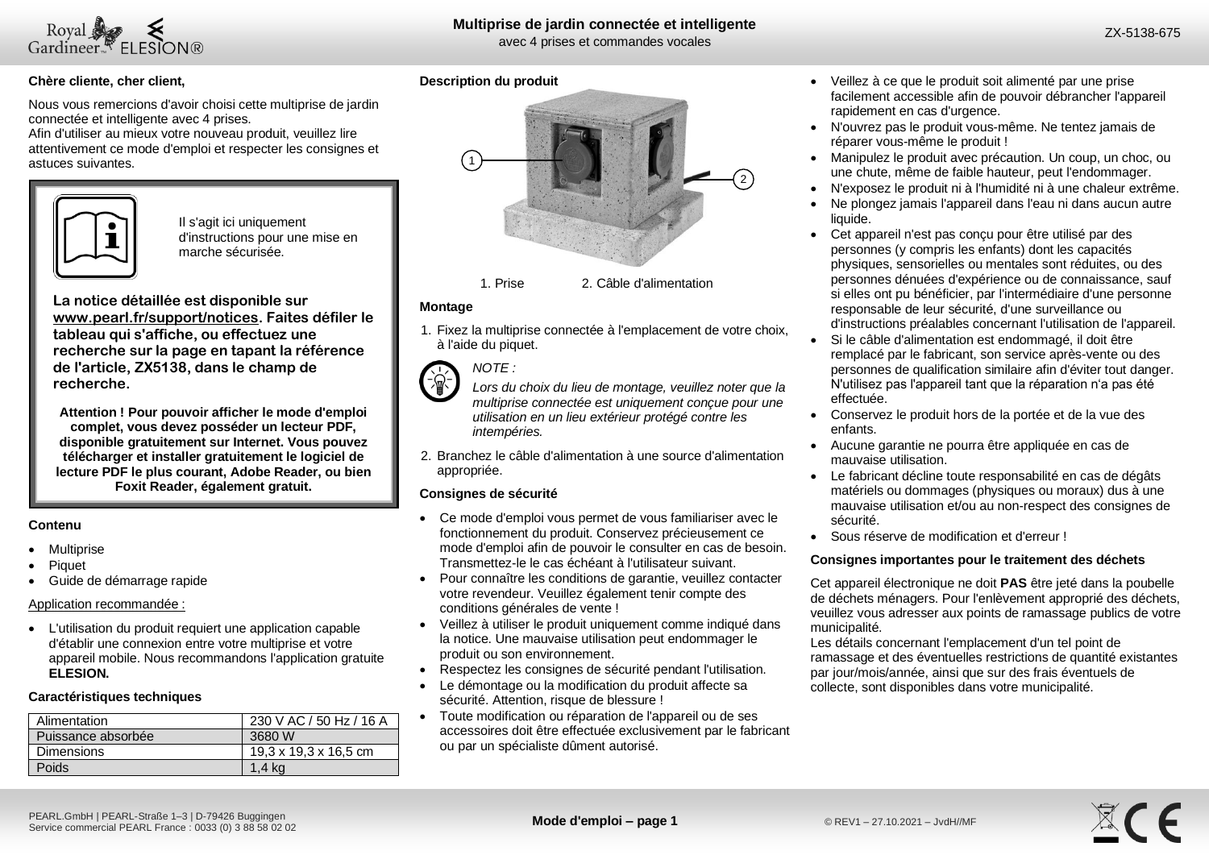# Multiprise de jardin connectée et intelligente

avec 4 prises et commandes vocales

ZX-5138-675

**Chère cliente, cher client,**

Nous vous remercions d'avoir choisi cette multiprise de jardin connectée et intelligente avec 4 prises.
Afin d'utiliser au mieux votre nouveau produit, veuillez lire attentivement ce mode d'emploi et respecter les consignes et astuces suivantes.

Il s'agit ici uniquement d'instructions pour une mise en marche sécurisée.

**La notice détaillée est disponible sur www.pearl.fr/support/notices. Faites défiler le tableau qui s'affiche, ou effectuez une recherche sur la page en tapant la référence de l'article, ZX5138, dans le champ de recherche.**

**Attention ! Pour pouvoir afficher le mode d'emploi complet, vous devez posséder un lecteur PDF, disponible gratuitement sur Internet. Vous pouvez télécharger et installer gratuitement le logiciel de lecture PDF le plus courant, Adobe Reader, ou bien Foxit Reader, également gratuit.**

### Contenu

- Multiprise
- Piquet
- Guide de démarrage rapide

Application recommandée :

- L'utilisation du produit requiert une application capable d'établir une connexion entre votre multiprise et votre appareil mobile. Nous recommandons l'application gratuite **ELESION.**

### Caractéristiques techniques

| | |
|---|---|
| Alimentation | 230 V AC / 50 Hz / 16 A |
| Puissance absorbée | 3680 W |
| Dimensions | 19,3 x 19,3 x 16,5 cm |
| Poids | 1,4 kg |

### Description du produit

1. Prise 2. Câble d'alimentation

### Montage

1. Fixez la multiprise connectée à l'emplacement de votre choix, à l'aide du piquet.

*NOTE :*

*Lors du choix du lieu de montage, veuillez noter que la multiprise connectée est uniquement conçue pour une utilisation en un lieu extérieur protégé contre les intempéries.*

2. Branchez le câble d'alimentation à une source d'alimentation appropriée.

### Consignes de sécurité

- Ce mode d'emploi vous permet de vous familiariser avec le fonctionnement du produit. Conservez précieusement ce mode d'emploi afin de pouvoir le consulter en cas de besoin. Transmettez-le le cas échéant à l'utilisateur suivant.
- Pour connaître les conditions de garantie, veuillez contacter votre revendeur. Veuillez également tenir compte des conditions générales de vente !
- Veillez à utiliser le produit uniquement comme indiqué dans la notice. Une mauvaise utilisation peut endommager le produit ou son environnement.
- Respectez les consignes de sécurité pendant l'utilisation.
- Le démontage ou la modification du produit affecte sa sécurité. Attention, risque de blessure !
- Toute modification ou réparation de l'appareil ou de ses accessoires doit être effectuée exclusivement par le fabricant ou par un spécialiste dûment autorisé.
- Veillez à ce que le produit soit alimenté par une prise facilement accessible afin de pouvoir débrancher l'appareil rapidement en cas d'urgence.
- N'ouvrez pas le produit vous-même. Ne tentez jamais de réparer vous-même le produit !
- Manipulez le produit avec précaution. Un coup, un choc, ou une chute, même de faible hauteur, peut l'endommager.
- N'exposez le produit ni à l'humidité ni à une chaleur extrême.
- Ne plongez jamais l'appareil dans l'eau ni dans aucun autre liquide.
- Cet appareil n'est pas conçu pour être utilisé par des personnes (y compris les enfants) dont les capacités physiques, sensorielles ou mentales sont réduites, ou des personnes dénuées d'expérience ou de connaissance, sauf si elles ont pu bénéficier, par l'intermédiaire d'une personne responsable de leur sécurité, d'une surveillance ou d'instructions préalables concernant l'utilisation de l'appareil.
- Si le câble d'alimentation est endommagé, il doit être remplacé par le fabricant, son service après-vente ou des personnes de qualification similaire afin d'éviter tout danger. N'utilisez pas l'appareil tant que la réparation n'a pas été effectuée.
- Conservez le produit hors de la portée et de la vue des enfants.
- Aucune garantie ne pourra être appliquée en cas de mauvaise utilisation.
- Le fabricant décline toute responsabilité en cas de dégâts matériels ou dommages (physiques ou moraux) dus à une mauvaise utilisation et/ou au non-respect des consignes de sécurité.
- Sous réserve de modification et d'erreur !

### Consignes importantes pour le traitement des déchets

Cet appareil électronique ne doit **PAS** être jeté dans la poubelle de déchets ménagers. Pour l'enlèvement approprié des déchets, veuillez vous adresser aux points de ramassage publics de votre municipalité.
Les détails concernant l'emplacement d'un tel point de ramassage et des éventuelles restrictions de quantité existantes par jour/mois/année, ainsi que sur des frais éventuels de collecte, sont disponibles dans votre municipalité.

PEARL.GmbH | PEARL-Straße 1–3 | D-79426 Buggingen
Service commercial PEARL France : 0033 (0) 3 88 58 02 02

© REV1 – 27.10.2021 – JvdH//MF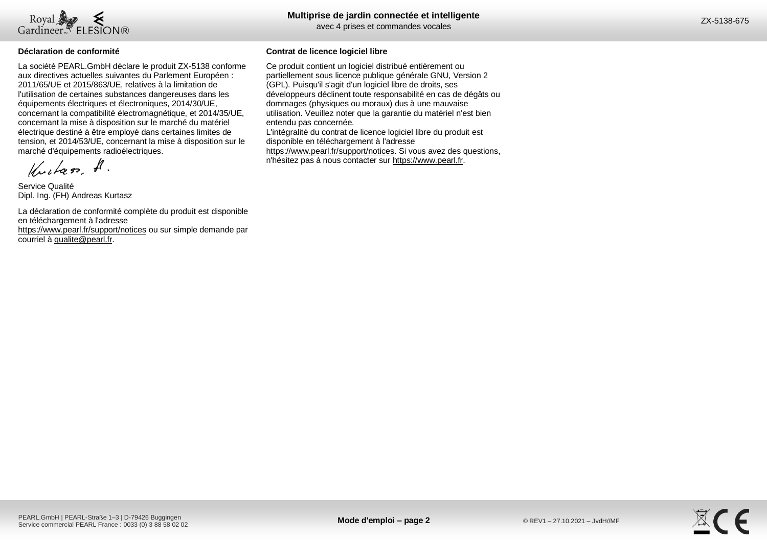### Déclaration de conformité

La société PEARL.GmbH déclare le produit ZX-5138 conforme aux directives actuelles suivantes du Parlement Européen : 2011/65/UE et 2015/863/UE, relatives à la limitation de l'utilisation de certaines substances dangereuses dans les équipements électriques et électroniques, 2014/30/UE, concernant la compatibilité électromagnétique, et 2014/35/UE, concernant la mise à disposition sur le marché du matériel électrique destiné à être employé dans certaines limites de tension, et 2014/53/UE, concernant la mise à disposition sur le marché d'équipements radioélectriques.

Service Qualité
Dipl. Ing. (FH) Andreas Kurtasz

La déclaration de conformité complète du produit est disponible en téléchargement à l'adresse https://www.pearl.fr/support/notices ou sur simple demande par courriel à qualite@pearl.fr.

### Contrat de licence logiciel libre

Ce produit contient un logiciel distribué entièrement ou partiellement sous licence publique générale GNU, Version 2 (GPL). Puisqu'il s'agit d'un logiciel libre de droits, ses développeurs déclinent toute responsabilité en cas de dégâts ou dommages (physiques ou moraux) dus à une mauvaise utilisation. Veuillez noter que la garantie du matériel n'est bien entendu pas concernée.
L'intégralité du contrat de licence logiciel libre du produit est disponible en téléchargement à l'adresse https://www.pearl.fr/support/notices. Si vous avez des questions, n'hésitez pas à nous contacter sur https://www.pearl.fr.